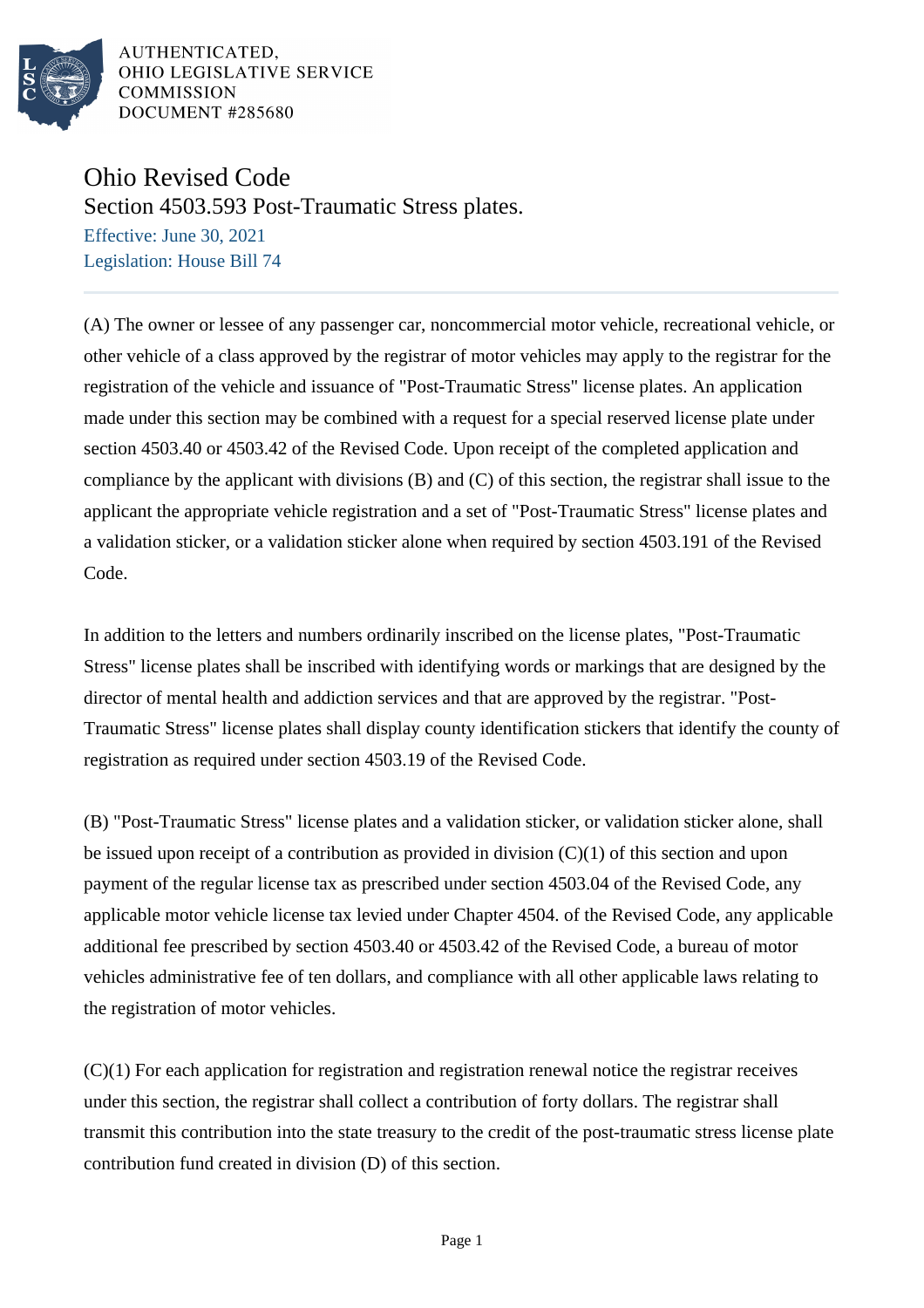AUTHENTICATED,
OHIO LEGISLATIVE SERVICE
COMMISSION
DOCUMENT #285680

# Ohio Revised Code

## Section 4503.593 Post-Traumatic Stress plates.

Effective: June 30, 2021

Legislation: House Bill 74

(A) The owner or lessee of any passenger car, noncommercial motor vehicle, recreational vehicle, or other vehicle of a class approved by the registrar of motor vehicles may apply to the registrar for the registration of the vehicle and issuance of "Post-Traumatic Stress" license plates. An application made under this section may be combined with a request for a special reserved license plate under section 4503.40 or 4503.42 of the Revised Code. Upon receipt of the completed application and compliance by the applicant with divisions (B) and (C) of this section, the registrar shall issue to the applicant the appropriate vehicle registration and a set of "Post-Traumatic Stress" license plates and a validation sticker, or a validation sticker alone when required by section 4503.191 of the Revised Code.

In addition to the letters and numbers ordinarily inscribed on the license plates, "Post-Traumatic Stress" license plates shall be inscribed with identifying words or markings that are designed by the director of mental health and addiction services and that are approved by the registrar. "Post-Traumatic Stress" license plates shall display county identification stickers that identify the county of registration as required under section 4503.19 of the Revised Code.

(B) "Post-Traumatic Stress" license plates and a validation sticker, or validation sticker alone, shall be issued upon receipt of a contribution as provided in division (C)(1) of this section and upon payment of the regular license tax as prescribed under section 4503.04 of the Revised Code, any applicable motor vehicle license tax levied under Chapter 4504. of the Revised Code, any applicable additional fee prescribed by section 4503.40 or 4503.42 of the Revised Code, a bureau of motor vehicles administrative fee of ten dollars, and compliance with all other applicable laws relating to the registration of motor vehicles.

(C)(1) For each application for registration and registration renewal notice the registrar receives under this section, the registrar shall collect a contribution of forty dollars. The registrar shall transmit this contribution into the state treasury to the credit of the post-traumatic stress license plate contribution fund created in division (D) of this section.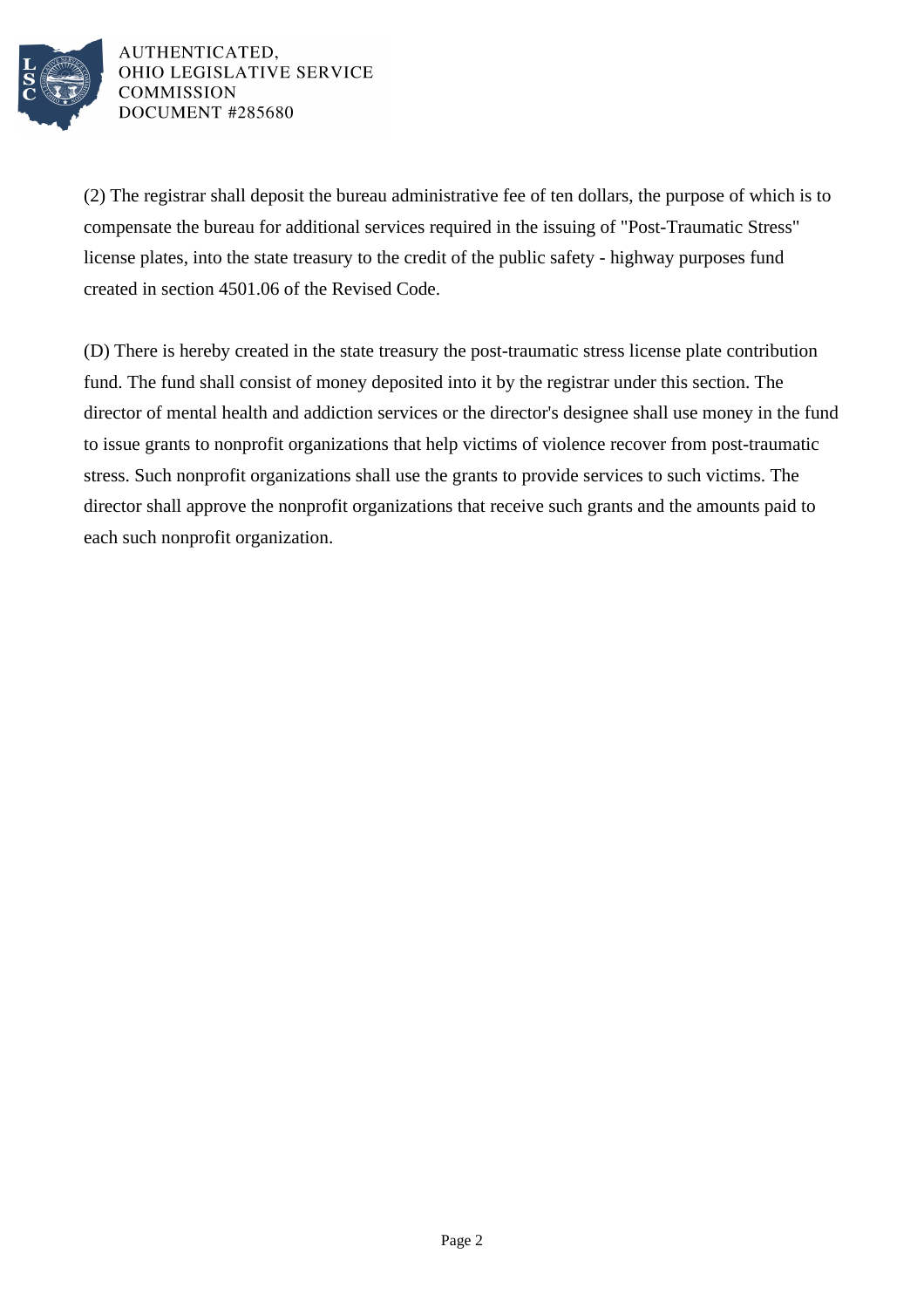(2) The registrar shall deposit the bureau administrative fee of ten dollars, the purpose of which is to compensate the bureau for additional services required in the issuing of "Post-Traumatic Stress" license plates, into the state treasury to the credit of the public safety - highway purposes fund created in section 4501.06 of the Revised Code.

(D) There is hereby created in the state treasury the post-traumatic stress license plate contribution fund. The fund shall consist of money deposited into it by the registrar under this section. The director of mental health and addiction services or the director's designee shall use money in the fund to issue grants to nonprofit organizations that help victims of violence recover from post-traumatic stress. Such nonprofit organizations shall use the grants to provide services to such victims. The director shall approve the nonprofit organizations that receive such grants and the amounts paid to each such nonprofit organization.